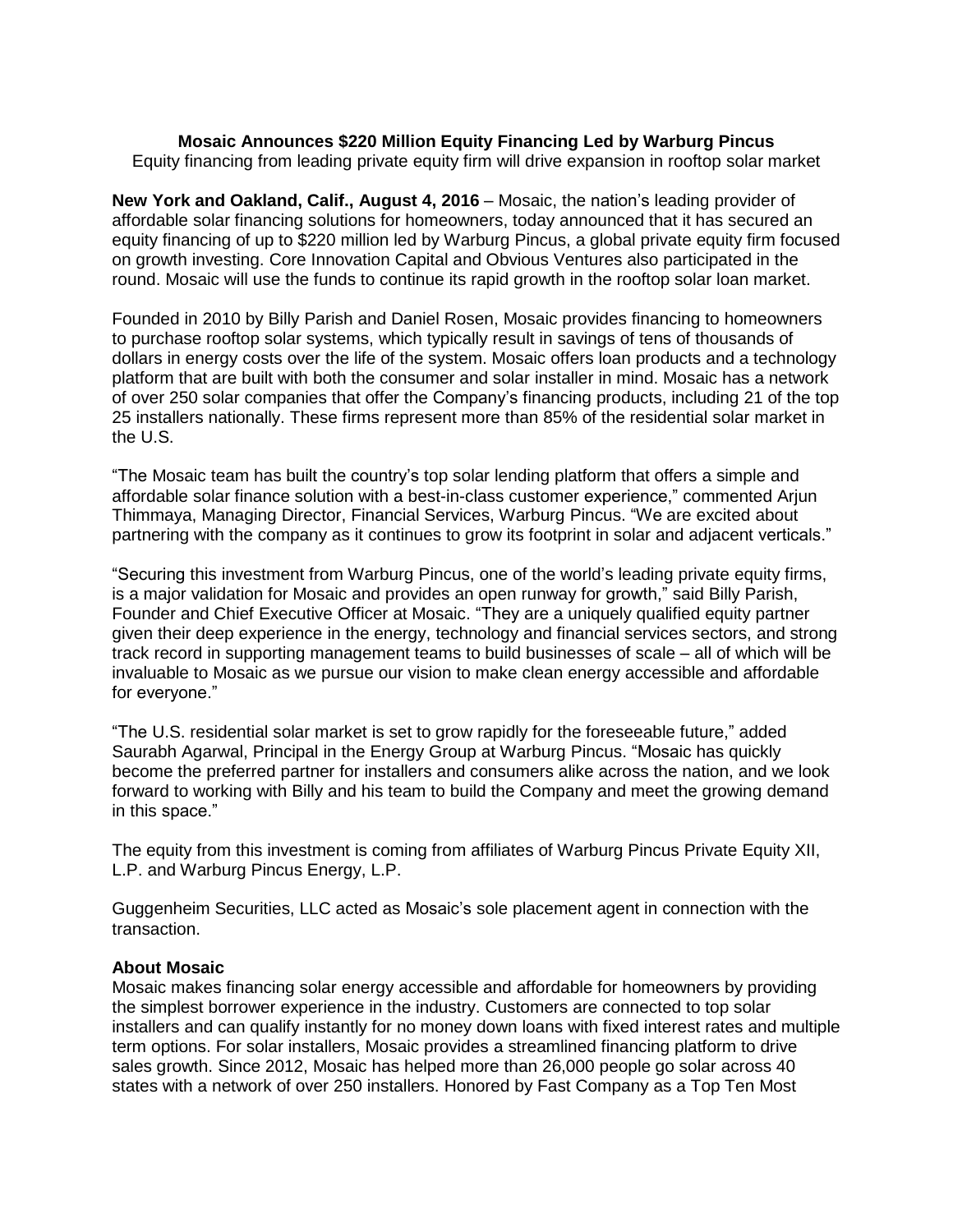# Mosaic Announces $220 Million Equity Financing Led by Warburg Pincus

Equity financing from leading private equity firm will drive expansion in rooftop solar market

**New York and Oakland, Calif., August 4, 2016** – Mosaic, the nation's leading provider of affordable solar financing solutions for homeowners, today announced that it has secured an equity financing of up to $220 million led by Warburg Pincus, a global private equity firm focused on growth investing. Core Innovation Capital and Obvious Ventures also participated in the round. Mosaic will use the funds to continue its rapid growth in the rooftop solar loan market.

Founded in 2010 by Billy Parish and Daniel Rosen, Mosaic provides financing to homeowners to purchase rooftop solar systems, which typically result in savings of tens of thousands of dollars in energy costs over the life of the system. Mosaic offers loan products and a technology platform that are built with both the consumer and solar installer in mind. Mosaic has a network of over 250 solar companies that offer the Company's financing products, including 21 of the top 25 installers nationally. These firms represent more than 85% of the residential solar market in the U.S.

"The Mosaic team has built the country's top solar lending platform that offers a simple and affordable solar finance solution with a best-in-class customer experience," commented Arjun Thimmaya, Managing Director, Financial Services, Warburg Pincus. "We are excited about partnering with the company as it continues to grow its footprint in solar and adjacent verticals."

"Securing this investment from Warburg Pincus, one of the world's leading private equity firms, is a major validation for Mosaic and provides an open runway for growth," said Billy Parish, Founder and Chief Executive Officer at Mosaic. "They are a uniquely qualified equity partner given their deep experience in the energy, technology and financial services sectors, and strong track record in supporting management teams to build businesses of scale – all of which will be invaluable to Mosaic as we pursue our vision to make clean energy accessible and affordable for everyone."

"The U.S. residential solar market is set to grow rapidly for the foreseeable future," added Saurabh Agarwal, Principal in the Energy Group at Warburg Pincus. "Mosaic has quickly become the preferred partner for installers and consumers alike across the nation, and we look forward to working with Billy and his team to build the Company and meet the growing demand in this space."

The equity from this investment is coming from affiliates of Warburg Pincus Private Equity XII, L.P. and Warburg Pincus Energy, L.P.

Guggenheim Securities, LLC acted as Mosaic's sole placement agent in connection with the transaction.

**About Mosaic**

Mosaic makes financing solar energy accessible and affordable for homeowners by providing the simplest borrower experience in the industry. Customers are connected to top solar installers and can qualify instantly for no money down loans with fixed interest rates and multiple term options. For solar installers, Mosaic provides a streamlined financing platform to drive sales growth. Since 2012, Mosaic has helped more than 26,000 people go solar across 40 states with a network of over 250 installers. Honored by Fast Company as a Top Ten Most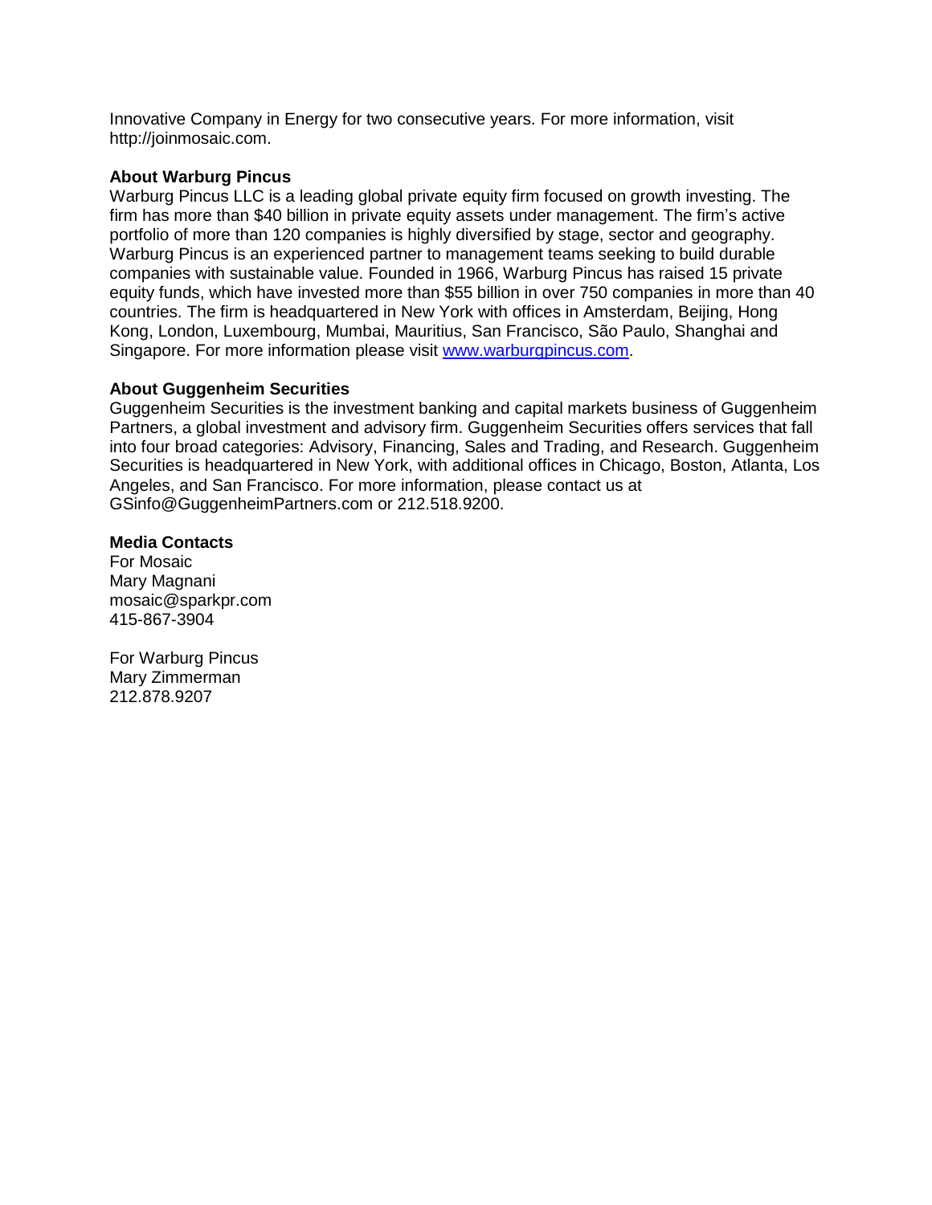Innovative Company in Energy for two consecutive years. For more information, visit http://joinmosaic.com.

**About Warburg Pincus**

Warburg Pincus LLC is a leading global private equity firm focused on growth investing. The firm has more than $40 billion in private equity assets under management. The firm's active portfolio of more than 120 companies is highly diversified by stage, sector and geography. Warburg Pincus is an experienced partner to management teams seeking to build durable companies with sustainable value. Founded in 1966, Warburg Pincus has raised 15 private equity funds, which have invested more than $55 billion in over 750 companies in more than 40 countries. The firm is headquartered in New York with offices in Amsterdam, Beijing, Hong Kong, London, Luxembourg, Mumbai, Mauritius, San Francisco, São Paulo, Shanghai and Singapore. For more information please visit [www.warburgpincus.com](http://www.warburgpincus.com).

**About Guggenheim Securities**

Guggenheim Securities is the investment banking and capital markets business of Guggenheim Partners, a global investment and advisory firm. Guggenheim Securities offers services that fall into four broad categories: Advisory, Financing, Sales and Trading, and Research. Guggenheim Securities is headquartered in New York, with additional offices in Chicago, Boston, Atlanta, Los Angeles, and San Francisco. For more information, please contact us at GSinfo@GuggenheimPartners.com or 212.518.9200.

**Media Contacts**

For Mosaic
Mary Magnani
mosaic@sparkpr.com
415-867-3904

For Warburg Pincus
Mary Zimmerman
212.878.9207